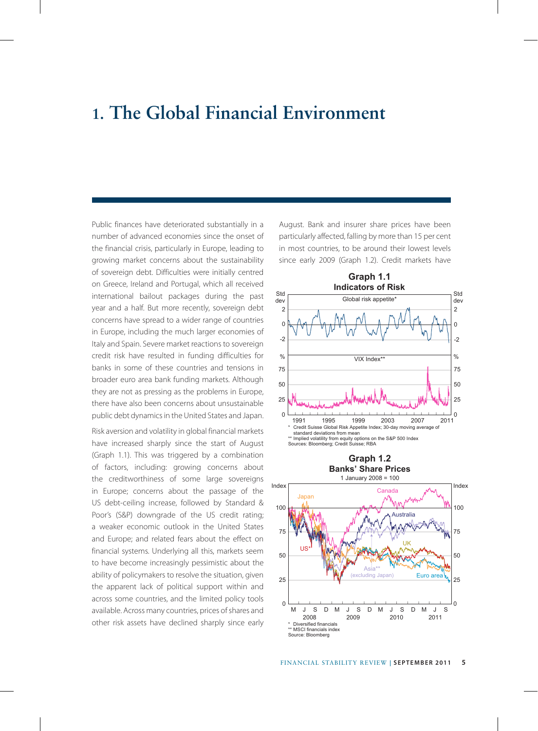# 1. The Global Financial Environment

Public finances have deteriorated substantially in a number of advanced economies since the onset of the financial crisis, particularly in Europe, leading to growing market concerns about the sustainability of sovereign debt. Difficulties were initially centred on Greece, Ireland and Portugal, which all received international bailout packages during the past year and a half. But more recently, sovereign debt concerns have spread to a wider range of countries in Europe, including the much larger economies of Italy and Spain. Severe market reactions to sovereign credit risk have resulted in funding difficulties for banks in some of these countries and tensions in broader euro area bank funding markets. Although they are not as pressing as the problems in Europe, there have also been concerns about unsustainable public debt dynamics in the United States and Japan.

Risk aversion and volatility in global financial markets have increased sharply since the start of August (Graph 1.1). This was triggered by a combination of factors, including: growing concerns about the creditworthiness of some large sovereigns in Europe; concerns about the passage of the US debt-ceiling increase, followed by Standard & Poor's (S&P) downgrade of the US credit rating; a weaker economic outlook in the United States and Europe; and related fears about the effect on financial systems. Underlying all this, markets seem to have become increasingly pessimistic about the ability of policymakers to resolve the situation, given the apparent lack of political support within and across some countries, and the limited policy tools available. Across many countries, prices of shares and other risk assets have declined sharply since early August. Bank and insurer share prices have been particularly affected, falling by more than 15 per cent in most countries, to be around their lowest levels since early 2009 (Graph 1.2). Credit markets have

**Graph 1.1**
**Indicators of Risk**

\* Credit Suisse Global Risk Appetite Index; 30-day moving average of standard deviations from mean
\** Implied volatility from equity options on the S&P 500 Index
Sources: Bloomberg; Credit Suisse; RBA

**Graph 1.2**
**Banks' Share Prices**
1 January 2008 = 100

\* Diversified financials
\** MSCI financials index
Source: Bloomberg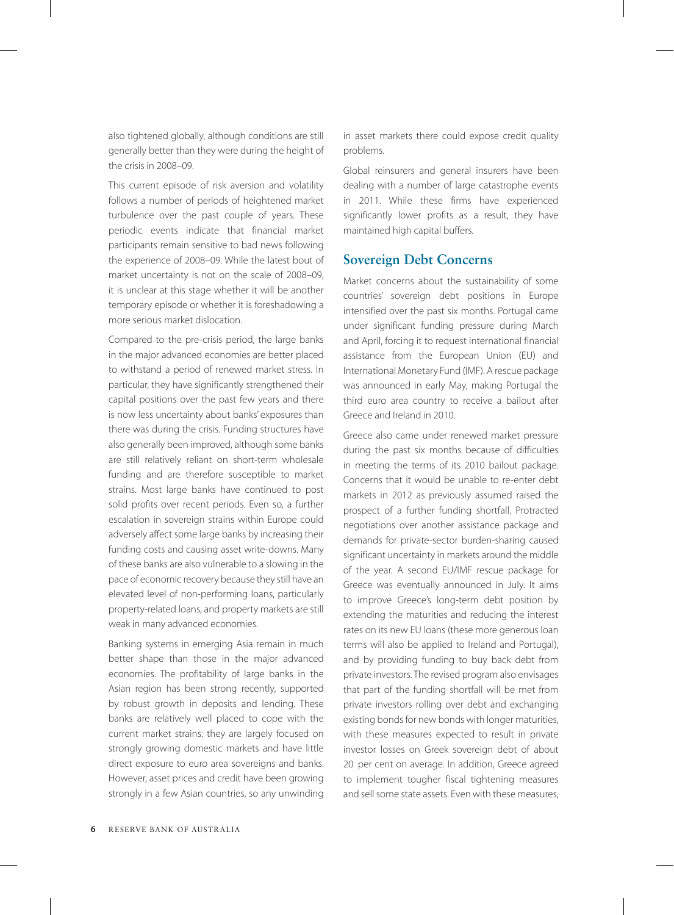also tightened globally, although conditions are still generally better than they were during the height of the crisis in 2008–09.

This current episode of risk aversion and volatility follows a number of periods of heightened market turbulence over the past couple of years. These periodic events indicate that financial market participants remain sensitive to bad news following the experience of 2008–09. While the latest bout of market uncertainty is not on the scale of 2008–09, it is unclear at this stage whether it will be another temporary episode or whether it is foreshadowing a more serious market dislocation.

Compared to the pre-crisis period, the large banks in the major advanced economies are better placed to withstand a period of renewed market stress. In particular, they have significantly strengthened their capital positions over the past few years and there is now less uncertainty about banks' exposures than there was during the crisis. Funding structures have also generally been improved, although some banks are still relatively reliant on short-term wholesale funding and are therefore susceptible to market strains. Most large banks have continued to post solid profits over recent periods. Even so, a further escalation in sovereign strains within Europe could adversely affect some large banks by increasing their funding costs and causing asset write-downs. Many of these banks are also vulnerable to a slowing in the pace of economic recovery because they still have an elevated level of non-performing loans, particularly property-related loans, and property markets are still weak in many advanced economies.

Banking systems in emerging Asia remain in much better shape than those in the major advanced economies. The profitability of large banks in the Asian region has been strong recently, supported by robust growth in deposits and lending. These banks are relatively well placed to cope with the current market strains: they are largely focused on strongly growing domestic markets and have little direct exposure to euro area sovereigns and banks. However, asset prices and credit have been growing strongly in a few Asian countries, so any unwinding in asset markets there could expose credit quality problems.

Global reinsurers and general insurers have been dealing with a number of large catastrophe events in 2011. While these firms have experienced significantly lower profits as a result, they have maintained high capital buffers.

## Sovereign Debt Concerns

Market concerns about the sustainability of some countries' sovereign debt positions in Europe intensified over the past six months. Portugal came under significant funding pressure during March and April, forcing it to request international financial assistance from the European Union (EU) and International Monetary Fund (IMF). A rescue package was announced in early May, making Portugal the third euro area country to receive a bailout after Greece and Ireland in 2010.

Greece also came under renewed market pressure during the past six months because of difficulties in meeting the terms of its 2010 bailout package. Concerns that it would be unable to re-enter debt markets in 2012 as previously assumed raised the prospect of a further funding shortfall. Protracted negotiations over another assistance package and demands for private-sector burden-sharing caused significant uncertainty in markets around the middle of the year. A second EU/IMF rescue package for Greece was eventually announced in July. It aims to improve Greece's long-term debt position by extending the maturities and reducing the interest rates on its new EU loans (these more generous loan terms will also be applied to Ireland and Portugal), and by providing funding to buy back debt from private investors. The revised program also envisages that part of the funding shortfall will be met from private investors rolling over debt and exchanging existing bonds for new bonds with longer maturities, with these measures expected to result in private investor losses on Greek sovereign debt of about 20 per cent on average. In addition, Greece agreed to implement tougher fiscal tightening measures and sell some state assets. Even with these measures,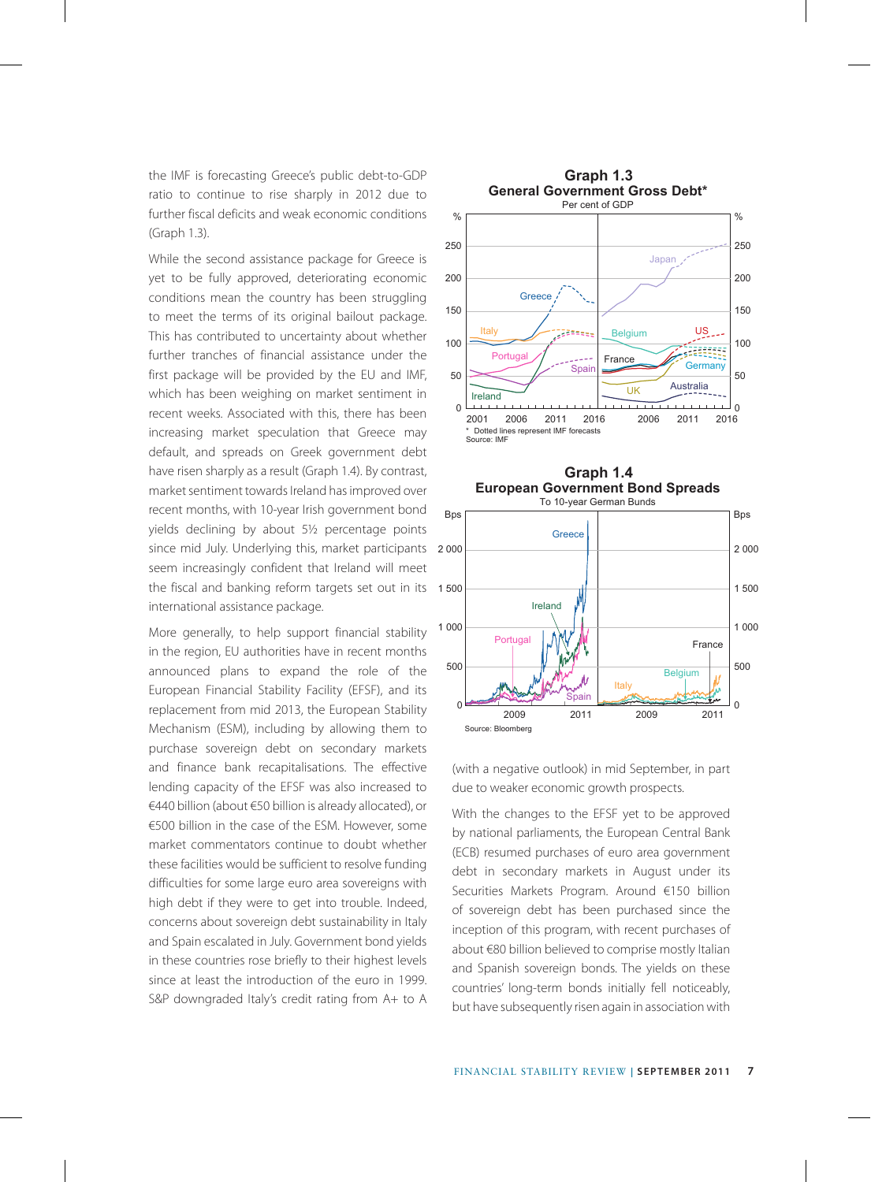the IMF is forecasting Greece's public debt-to-GDP ratio to continue to rise sharply in 2012 due to further fiscal deficits and weak economic conditions (Graph 1.3).

While the second assistance package for Greece is yet to be fully approved, deteriorating economic conditions mean the country has been struggling to meet the terms of its original bailout package. This has contributed to uncertainty about whether further tranches of financial assistance under the first package will be provided by the EU and IMF, which has been weighing on market sentiment in recent weeks. Associated with this, there has been increasing market speculation that Greece may default, and spreads on Greek government debt have risen sharply as a result (Graph 1.4). By contrast, market sentiment towards Ireland has improved over recent months, with 10-year Irish government bond yields declining by about 5½ percentage points since mid July. Underlying this, market participants seem increasingly confident that Ireland will meet the fiscal and banking reform targets set out in its international assistance package.

More generally, to help support financial stability in the region, EU authorities have in recent months announced plans to expand the role of the European Financial Stability Facility (EFSF), and its replacement from mid 2013, the European Stability Mechanism (ESM), including by allowing them to purchase sovereign debt on secondary markets and finance bank recapitalisations. The effective lending capacity of the EFSF was also increased to €440 billion (about €50 billion is already allocated), or €500 billion in the case of the ESM. However, some market commentators continue to doubt whether these facilities would be sufficient to resolve funding difficulties for some large euro area sovereigns with high debt if they were to get into trouble. Indeed, concerns about sovereign debt sustainability in Italy and Spain escalated in July. Government bond yields in these countries rose briefly to their highest levels since at least the introduction of the euro in 1999. S&P downgraded Italy's credit rating from A+ to A (with a negative outlook) in mid September, in part due to weaker economic growth prospects.

**Graph 1.3**
**General Government Gross Debt***
Per cent of GDP

\* Dotted lines represent IMF forecasts
Source: IMF

**Graph 1.4**
**European Government Bond Spreads**
To 10-year German Bunds

Source: Bloomberg

With the changes to the EFSF yet to be approved by national parliaments, the European Central Bank (ECB) resumed purchases of euro area government debt in secondary markets in August under its Securities Markets Program. Around €150 billion of sovereign debt has been purchased since the inception of this program, with recent purchases of about €80 billion believed to comprise mostly Italian and Spanish sovereign bonds. The yields on these countries' long-term bonds initially fell noticeably, but have subsequently risen again in association with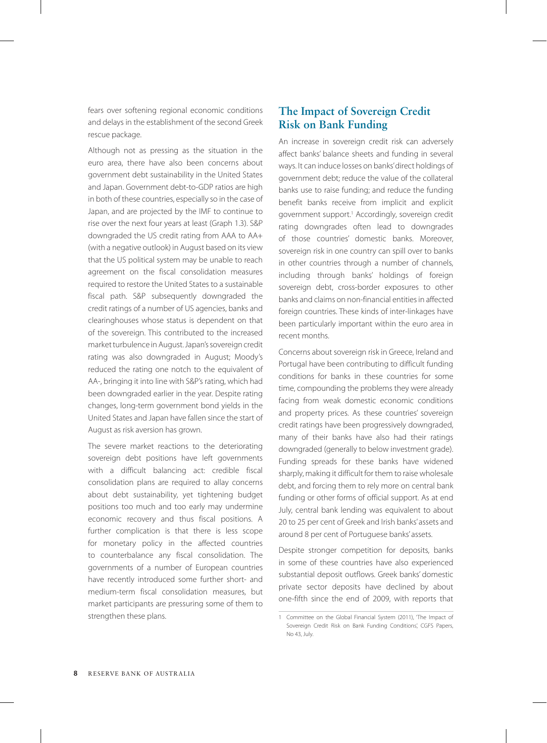fears over softening regional economic conditions and delays in the establishment of the second Greek rescue package.

Although not as pressing as the situation in the euro area, there have also been concerns about government debt sustainability in the United States and Japan. Government debt-to-GDP ratios are high in both of these countries, especially so in the case of Japan, and are projected by the IMF to continue to rise over the next four years at least (Graph 1.3). S&P downgraded the US credit rating from AAA to AA+ (with a negative outlook) in August based on its view that the US political system may be unable to reach agreement on the fiscal consolidation measures required to restore the United States to a sustainable fiscal path. S&P subsequently downgraded the credit ratings of a number of US agencies, banks and clearinghouses whose status is dependent on that of the sovereign. This contributed to the increased market turbulence in August. Japan's sovereign credit rating was also downgraded in August; Moody's reduced the rating one notch to the equivalent of AA-, bringing it into line with S&P's rating, which had been downgraded earlier in the year. Despite rating changes, long-term government bond yields in the United States and Japan have fallen since the start of August as risk aversion has grown.

The severe market reactions to the deteriorating sovereign debt positions have left governments with a difficult balancing act: credible fiscal consolidation plans are required to allay concerns about debt sustainability, yet tightening budget positions too much and too early may undermine economic recovery and thus fiscal positions. A further complication is that there is less scope for monetary policy in the affected countries to counterbalance any fiscal consolidation. The governments of a number of European countries have recently introduced some further short- and medium-term fiscal consolidation measures, but market participants are pressuring some of them to strengthen these plans.

## The Impact of Sovereign Credit Risk on Bank Funding

An increase in sovereign credit risk can adversely affect banks' balance sheets and funding in several ways. It can induce losses on banks' direct holdings of government debt; reduce the value of the collateral banks use to raise funding; and reduce the funding benefit banks receive from implicit and explicit government support.[1] Accordingly, sovereign credit rating downgrades often lead to downgrades of those countries' domestic banks. Moreover, sovereign risk in one country can spill over to banks in other countries through a number of channels, including through banks' holdings of foreign sovereign debt, cross-border exposures to other banks and claims on non-financial entities in affected foreign countries. These kinds of inter-linkages have been particularly important within the euro area in recent months.

Concerns about sovereign risk in Greece, Ireland and Portugal have been contributing to difficult funding conditions for banks in these countries for some time, compounding the problems they were already facing from weak domestic economic conditions and property prices. As these countries' sovereign credit ratings have been progressively downgraded, many of their banks have also had their ratings downgraded (generally to below investment grade). Funding spreads for these banks have widened sharply, making it difficult for them to raise wholesale debt, and forcing them to rely more on central bank funding or other forms of official support. As at end July, central bank lending was equivalent to about 20 to 25 per cent of Greek and Irish banks' assets and around 8 per cent of Portuguese banks' assets.

Despite stronger competition for deposits, banks in some of these countries have also experienced substantial deposit outflows. Greek banks' domestic private sector deposits have declined by about one-fifth since the end of 2009, with reports that

1 Committee on the Global Financial System (2011), 'The Impact of Sovereign Credit Risk on Bank Funding Conditions', CGFS Papers, No 43, July.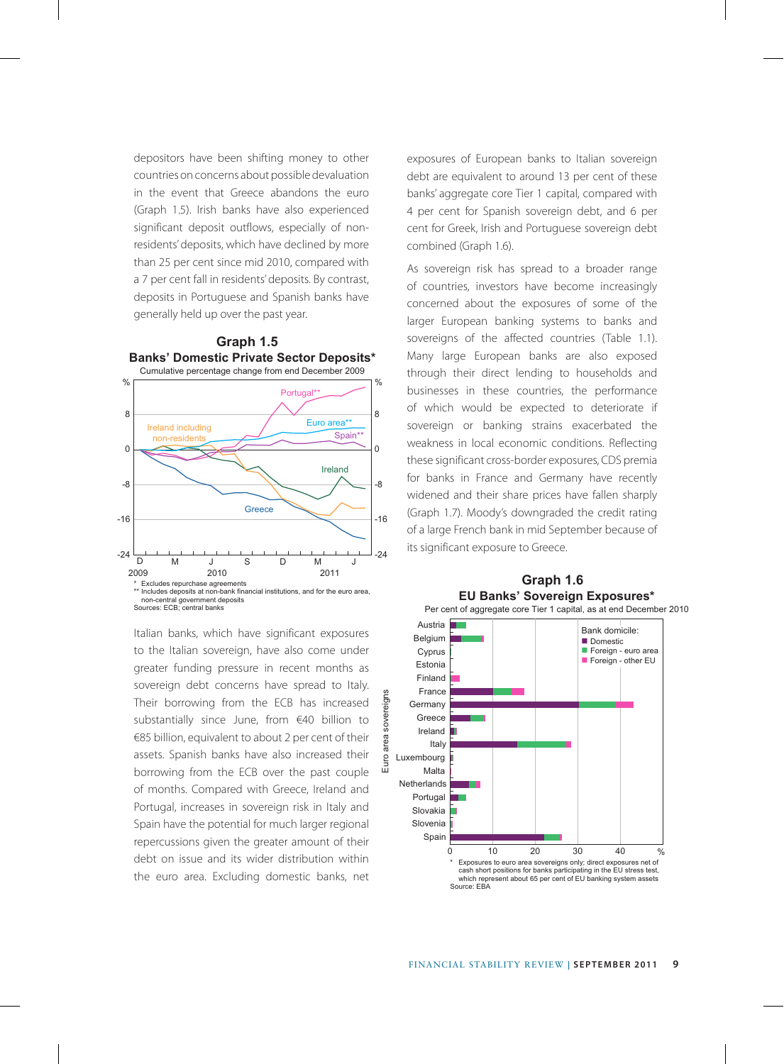depositors have been shifting money to other countries on concerns about possible devaluation in the event that Greece abandons the euro (Graph 1.5). Irish banks have also experienced significant deposit outflows, especially of non-residents' deposits, which have declined by more than 25 per cent since mid 2010, compared with a 7 per cent fall in residents' deposits. By contrast, deposits in Portuguese and Spanish banks have generally held up over the past year.

**Graph 1.5**
**Banks' Domestic Private Sector Deposits***
Cumulative percentage change from end December 2009

\* Excludes repurchase agreements
\*\* Includes deposits at non-bank financial institutions, and for the euro area, non-central government deposits
Sources: ECB; central banks

Italian banks, which have significant exposures to the Italian sovereign, have also come under greater funding pressure in recent months as sovereign debt concerns have spread to Italy. Their borrowing from the ECB has increased substantially since June, from €40 billion to €85 billion, equivalent to about 2 per cent of their assets. Spanish banks have also increased their borrowing from the ECB over the past couple of months. Compared with Greece, Ireland and Portugal, increases in sovereign risk in Italy and Spain have the potential for much larger regional repercussions given the greater amount of their debt on issue and its wider distribution within the euro area. Excluding domestic banks, net exposures of European banks to Italian sovereign debt are equivalent to around 13 per cent of these banks' aggregate core Tier 1 capital, compared with 4 per cent for Spanish sovereign debt, and 6 per cent for Greek, Irish and Portuguese sovereign debt combined (Graph 1.6).

As sovereign risk has spread to a broader range of countries, investors have become increasingly concerned about the exposures of some of the larger European banking systems to banks and sovereigns of the affected countries (Table 1.1). Many large European banks are also exposed through their direct lending to households and businesses in these countries, the performance of which would be expected to deteriorate if sovereign or banking strains exacerbated the weakness in local economic conditions. Reflecting these significant cross-border exposures, CDS premia for banks in France and Germany have recently widened and their share prices have fallen sharply (Graph 1.7). Moody's downgraded the credit rating of a large French bank in mid September because of its significant exposure to Greece.

**Graph 1.6**
**EU Banks' Sovereign Exposures***
Per cent of aggregate core Tier 1 capital, as at end December 2010

\* Exposures to euro area sovereigns only; direct exposures net of cash short positions for banks participating in the EU stress test, which represent about 65 per cent of EU banking system assets
Source: EBA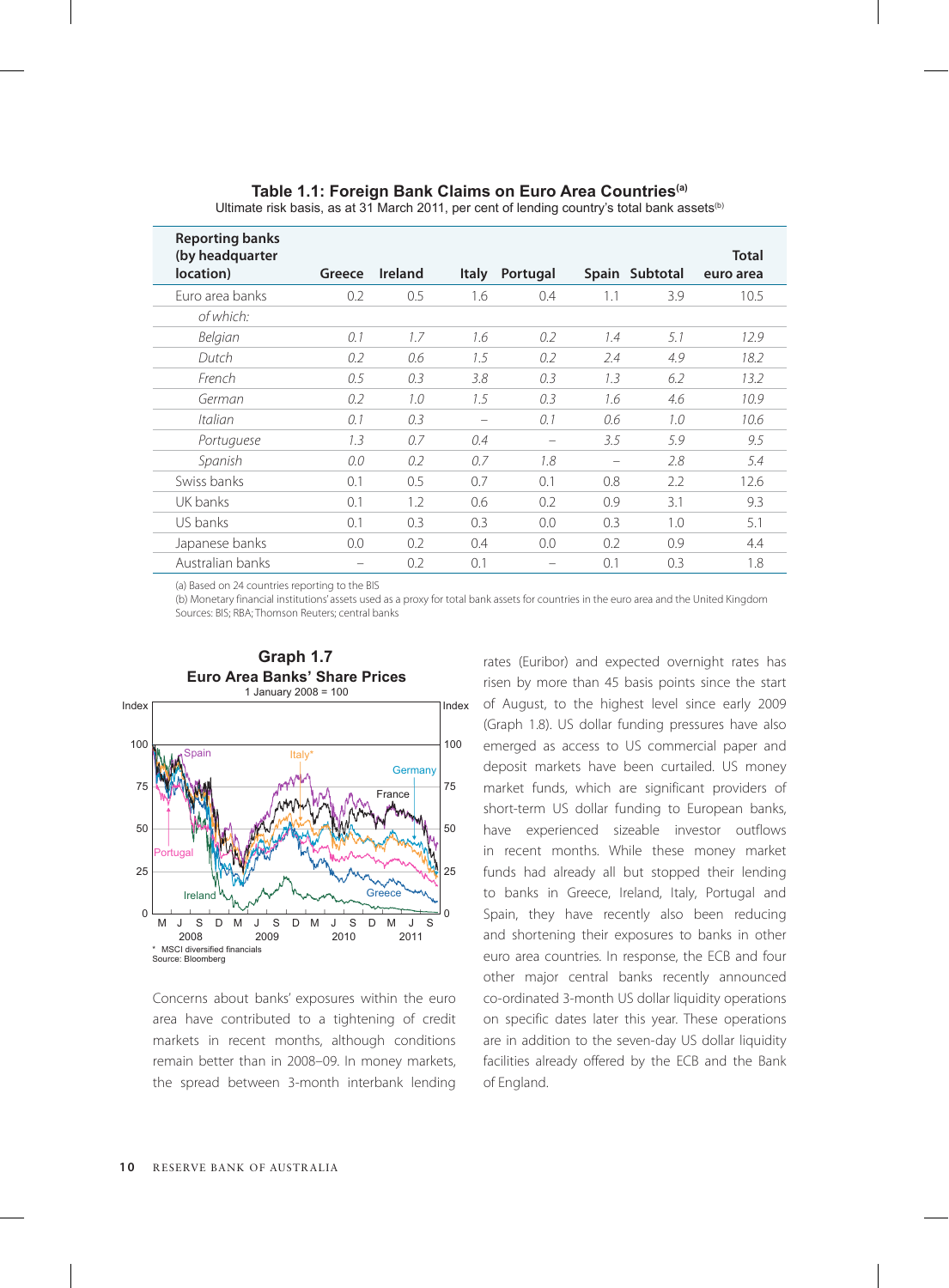**Table 1.1: Foreign Bank Claims on Euro Area Countries(a)**
Ultimate risk basis, as at 31 March 2011, per cent of lending country's total bank assets(b)

| Reporting banks (by headquarter location) | Greece | Ireland | Italy | Portugal | Spain | Subtotal | Total euro area |
|---|---|---|---|---|---|---|---|
| Euro area banks | 0.2 | 0.5 | 1.6 | 0.4 | 1.1 | 3.9 | 10.5 |
| *of which:* | | | | | | | |
| *Belgian* | *0.1* | *1.7* | *1.6* | *0.2* | *1.4* | *5.1* | *12.9* |
| *Dutch* | *0.2* | *0.6* | *1.5* | *0.2* | *2.4* | *4.9* | *18.2* |
| *French* | *0.5* | *0.3* | *3.8* | *0.3* | *1.3* | *6.2* | *13.2* |
| *German* | *0.2* | *1.0* | *1.5* | *0.3* | *1.6* | *4.6* | *10.9* |
| *Italian* | *0.1* | *0.3* | *–* | *0.1* | *0.6* | *1.0* | *10.6* |
| *Portuguese* | *1.3* | *0.7* | *0.4* | *–* | *3.5* | *5.9* | *9.5* |
| *Spanish* | *0.0* | *0.2* | *0.7* | *1.8* | *–* | *2.8* | *5.4* |
| Swiss banks | 0.1 | 0.5 | 0.7 | 0.1 | 0.8 | 2.2 | 12.6 |
| UK banks | 0.1 | 1.2 | 0.6 | 0.2 | 0.9 | 3.1 | 9.3 |
| US banks | 0.1 | 0.3 | 0.3 | 0.0 | 0.3 | 1.0 | 5.1 |
| Japanese banks | 0.0 | 0.2 | 0.4 | 0.0 | 0.2 | 0.9 | 4.4 |
| Australian banks | – | 0.2 | 0.1 | – | 0.1 | 0.3 | 1.8 |

(a) Based on 24 countries reporting to the BIS
(b) Monetary financial institutions' assets used as a proxy for total bank assets for countries in the euro area and the United Kingdom
Sources: BIS; RBA; Thomson Reuters; central banks

**Graph 1.7**
**Euro Area Banks' Share Prices**
1 January 2008 = 100

\* MSCI diversified financials
Source: Bloomberg

Concerns about banks' exposures within the euro area have contributed to a tightening of credit markets in recent months, although conditions remain better than in 2008–09. In money markets, the spread between 3-month interbank lending rates (Euribor) and expected overnight rates has risen by more than 45 basis points since the start of August, to the highest level since early 2009 (Graph 1.8). US dollar funding pressures have also emerged as access to US commercial paper and deposit markets have been curtailed. US money market funds, which are significant providers of short-term US dollar funding to European banks, have experienced sizeable investor outflows in recent months. While these money market funds had already all but stopped their lending to banks in Greece, Ireland, Italy, Portugal and Spain, they have recently also been reducing and shortening their exposures to banks in other euro area countries. In response, the ECB and four other major central banks recently announced co-ordinated 3-month US dollar liquidity operations on specific dates later this year. These operations are in addition to the seven-day US dollar liquidity facilities already offered by the ECB and the Bank of England.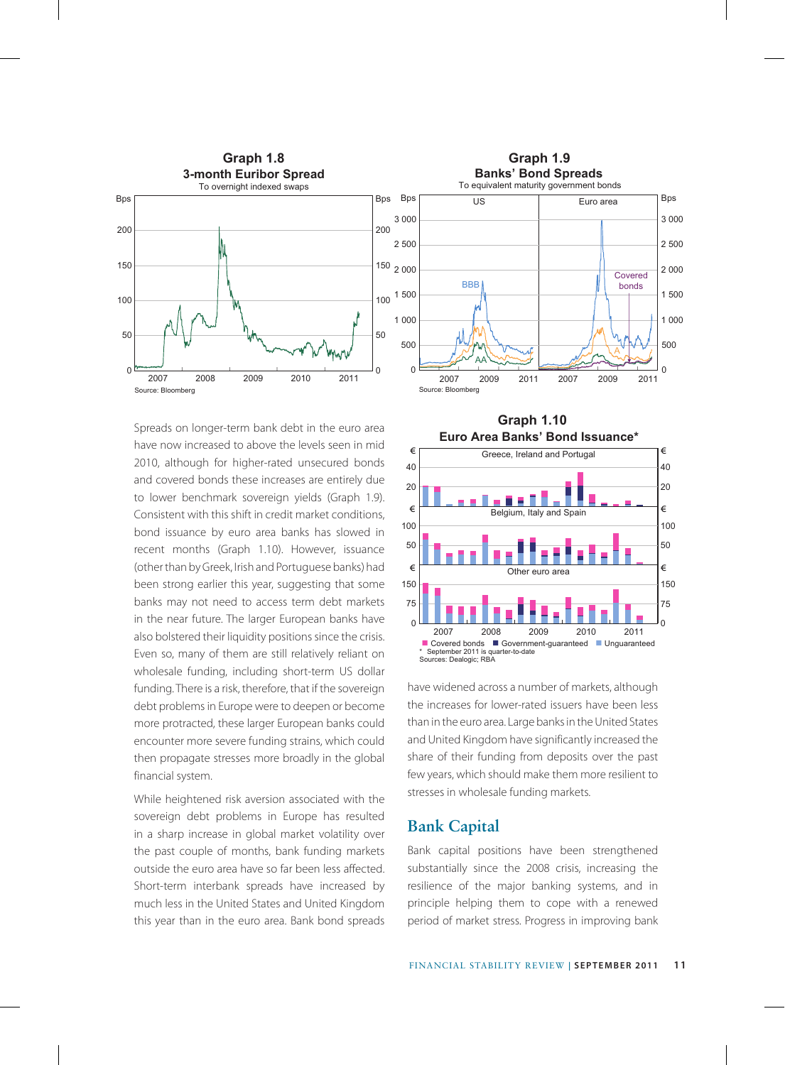**Graph 1.8**
**3-month Euribor Spread**
To overnight indexed swaps

Source: Bloomberg

**Graph 1.9**
**Banks' Bond Spreads**
To equivalent maturity government bonds

Source: Bloomberg

Spreads on longer-term bank debt in the euro area have now increased to above the levels seen in mid 2010, although for higher-rated unsecured bonds and covered bonds these increases are entirely due to lower benchmark sovereign yields (Graph 1.9). Consistent with this shift in credit market conditions, bond issuance by euro area banks has slowed in recent months (Graph 1.10). However, issuance (other than by Greek, Irish and Portuguese banks) had been strong earlier this year, suggesting that some banks may not need to access term debt markets in the near future. The larger European banks have also bolstered their liquidity positions since the crisis. Even so, many of them are still relatively reliant on wholesale funding, including short-term US dollar funding. There is a risk, therefore, that if the sovereign debt problems in Europe were to deepen or become more protracted, these larger European banks could encounter more severe funding strains, which could then propagate stresses more broadly in the global financial system.

While heightened risk aversion associated with the sovereign debt problems in Europe has resulted in a sharp increase in global market volatility over the past couple of months, bank funding markets outside the euro area have so far been less affected. Short-term interbank spreads have increased by much less in the United States and United Kingdom this year than in the euro area. Bank bond spreads have widened across a number of markets, although the increases for lower-rated issuers have been less than in the euro area. Large banks in the United States and United Kingdom have significantly increased the share of their funding from deposits over the past few years, which should make them more resilient to stresses in wholesale funding markets.

**Graph 1.10**
**Euro Area Banks' Bond Issuance***

\* September 2011 is quarter-to-date
Sources: Dealogic; RBA

## Bank Capital

Bank capital positions have been strengthened substantially since the 2008 crisis, increasing the resilience of the major banking systems, and in principle helping them to cope with a renewed period of market stress. Progress in improving bank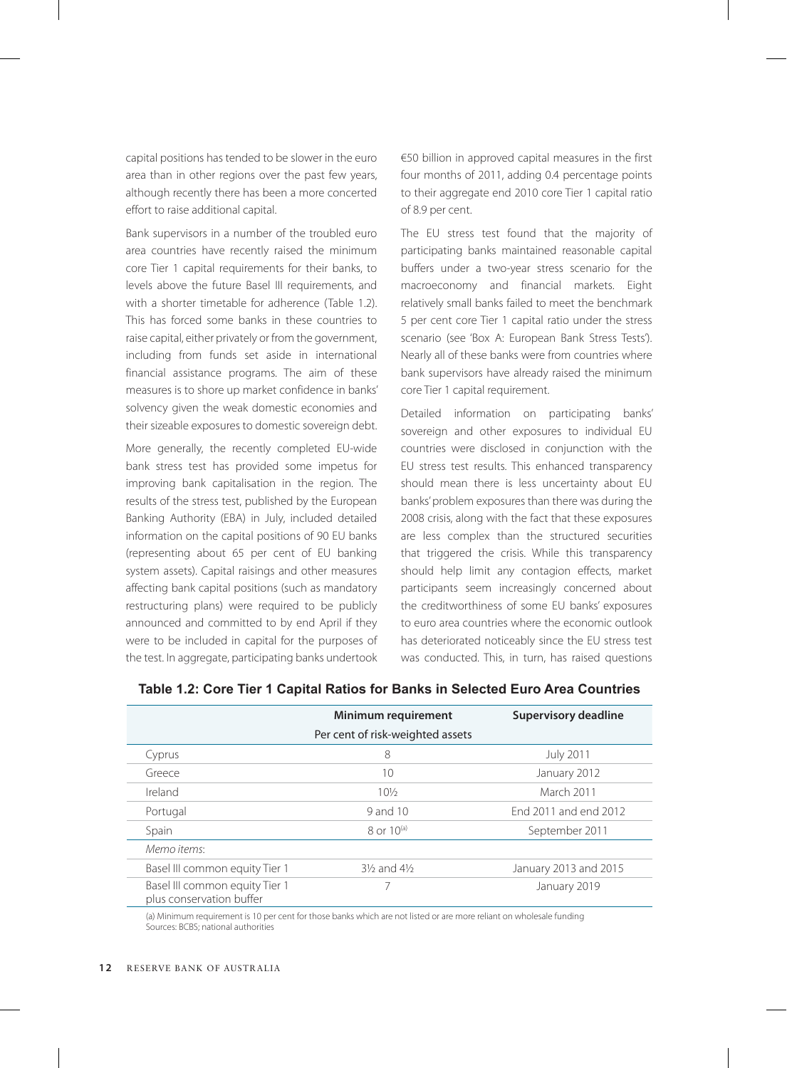capital positions has tended to be slower in the euro area than in other regions over the past few years, although recently there has been a more concerted effort to raise additional capital.

Bank supervisors in a number of the troubled euro area countries have recently raised the minimum core Tier 1 capital requirements for their banks, to levels above the future Basel III requirements, and with a shorter timetable for adherence (Table 1.2). This has forced some banks in these countries to raise capital, either privately or from the government, including from funds set aside in international financial assistance programs. The aim of these measures is to shore up market confidence in banks' solvency given the weak domestic economies and their sizeable exposures to domestic sovereign debt.

More generally, the recently completed EU-wide bank stress test has provided some impetus for improving bank capitalisation in the region. The results of the stress test, published by the European Banking Authority (EBA) in July, included detailed information on the capital positions of 90 EU banks (representing about 65 per cent of EU banking system assets). Capital raisings and other measures affecting bank capital positions (such as mandatory restructuring plans) were required to be publicly announced and committed to by end April if they were to be included in capital for the purposes of the test. In aggregate, participating banks undertook €50 billion in approved capital measures in the first four months of 2011, adding 0.4 percentage points to their aggregate end 2010 core Tier 1 capital ratio of 8.9 per cent.

The EU stress test found that the majority of participating banks maintained reasonable capital buffers under a two-year stress scenario for the macroeconomy and financial markets. Eight relatively small banks failed to meet the benchmark 5 per cent core Tier 1 capital ratio under the stress scenario (see 'Box A: European Bank Stress Tests'). Nearly all of these banks were from countries where bank supervisors have already raised the minimum core Tier 1 capital requirement.

Detailed information on participating banks' sovereign and other exposures to individual EU countries were disclosed in conjunction with the EU stress test results. This enhanced transparency should mean there is less uncertainty about EU banks' problem exposures than there was during the 2008 crisis, along with the fact that these exposures are less complex than the structured securities that triggered the crisis. While this transparency should help limit any contagion effects, market participants seem increasingly concerned about the creditworthiness of some EU banks' exposures to euro area countries where the economic outlook has deteriorated noticeably since the EU stress test was conducted. This, in turn, has raised questions

**Table 1.2: Core Tier 1 Capital Ratios for Banks in Selected Euro Area Countries**

| | Minimum requirement | Supervisory deadline |
|---|---|---|
| | Per cent of risk-weighted assets | |
| Cyprus | 8 | July 2011 |
| Greece | 10 | January 2012 |
| Ireland | 10½ | March 2011 |
| Portugal | 9 and 10 | End 2011 and end 2012 |
| Spain | 8 or 10[(a)] | September 2011 |
| *Memo items*: | | |
| Basel III common equity Tier 1 | 3½ and 4½ | January 2013 and 2015 |
| Basel III common equity Tier 1 plus conservation buffer | 7 | January 2019 |

(a) Minimum requirement is 10 per cent for those banks which are not listed or are more reliant on wholesale funding
Sources: BCBS; national authorities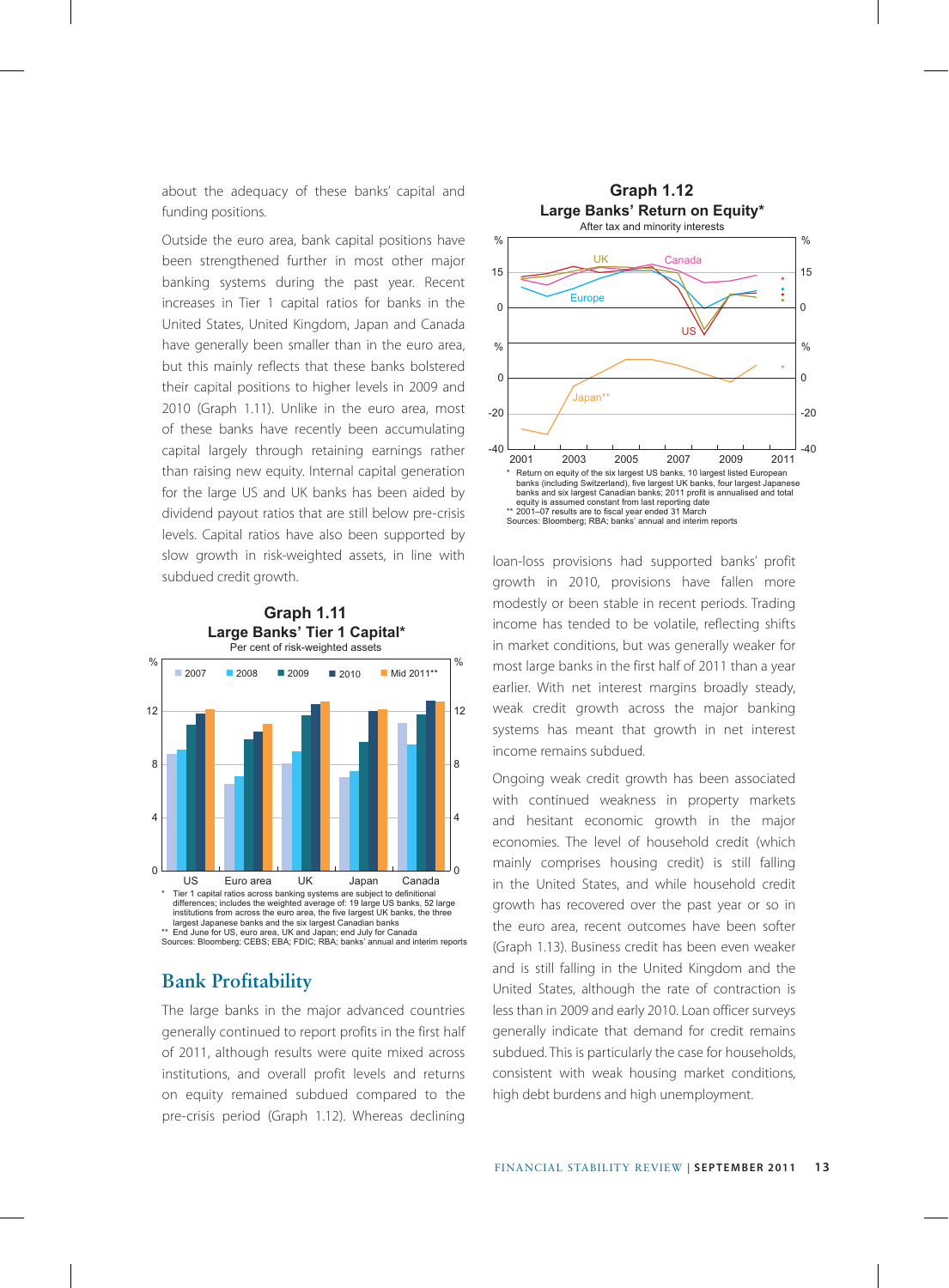about the adequacy of these banks' capital and funding positions.

Outside the euro area, bank capital positions have been strengthened further in most other major banking systems during the past year. Recent increases in Tier 1 capital ratios for banks in the United States, United Kingdom, Japan and Canada have generally been smaller than in the euro area, but this mainly reflects that these banks bolstered their capital positions to higher levels in 2009 and 2010 (Graph 1.11). Unlike in the euro area, most of these banks have recently been accumulating capital largely through retaining earnings rather than raising new equity. Internal capital generation for the large US and UK banks has been aided by dividend payout ratios that are still below pre-crisis levels. Capital ratios have also been supported by slow growth in risk-weighted assets, in line with subdued credit growth.

**Graph 1.11**
**Large Banks' Tier 1 Capital***
Per cent of risk-weighted assets

\* Tier 1 capital ratios across banking systems are subject to definitional differences; includes the weighted average of: 19 large US banks, 52 large institutions from across the euro area, the five largest UK banks, the three largest Japanese banks and the six largest Canadian banks
\*\* End June for US, euro area, UK and Japan; end July for Canada
Sources: Bloomberg; CEBS; EBA; FDIC; RBA; banks' annual and interim reports

## Bank Profitability

The large banks in the major advanced countries generally continued to report profits in the first half of 2011, although results were quite mixed across institutions, and overall profit levels and returns on equity remained subdued compared to the pre-crisis period (Graph 1.12). Whereas declining loan-loss provisions had supported banks' profit growth in 2010, provisions have fallen more modestly or been stable in recent periods. Trading income has tended to be volatile, reflecting shifts in market conditions, but was generally weaker for most large banks in the first half of 2011 than a year earlier. With net interest margins broadly steady, weak credit growth across the major banking systems has meant that growth in net interest income remains subdued.

**Graph 1.12**
**Large Banks' Return on Equity***
After tax and minority interests

\* Return on equity of the six largest US banks, 10 largest listed European banks (including Switzerland), five largest UK banks, four largest Japanese banks and six largest Canadian banks; 2011 profit is annualised and total equity is assumed constant from last reporting date
\*\* 2001–07 results are to fiscal year ended 31 March
Sources: Bloomberg; RBA; banks' annual and interim reports

Ongoing weak credit growth has been associated with continued weakness in property markets and hesitant economic growth in the major economies. The level of household credit (which mainly comprises housing credit) is still falling in the United States, and while household credit growth has recovered over the past year or so in the euro area, recent outcomes have been softer (Graph 1.13). Business credit has been even weaker and is still falling in the United Kingdom and the United States, although the rate of contraction is less than in 2009 and early 2010. Loan officer surveys generally indicate that demand for credit remains subdued. This is particularly the case for households, consistent with weak housing market conditions, high debt burdens and high unemployment.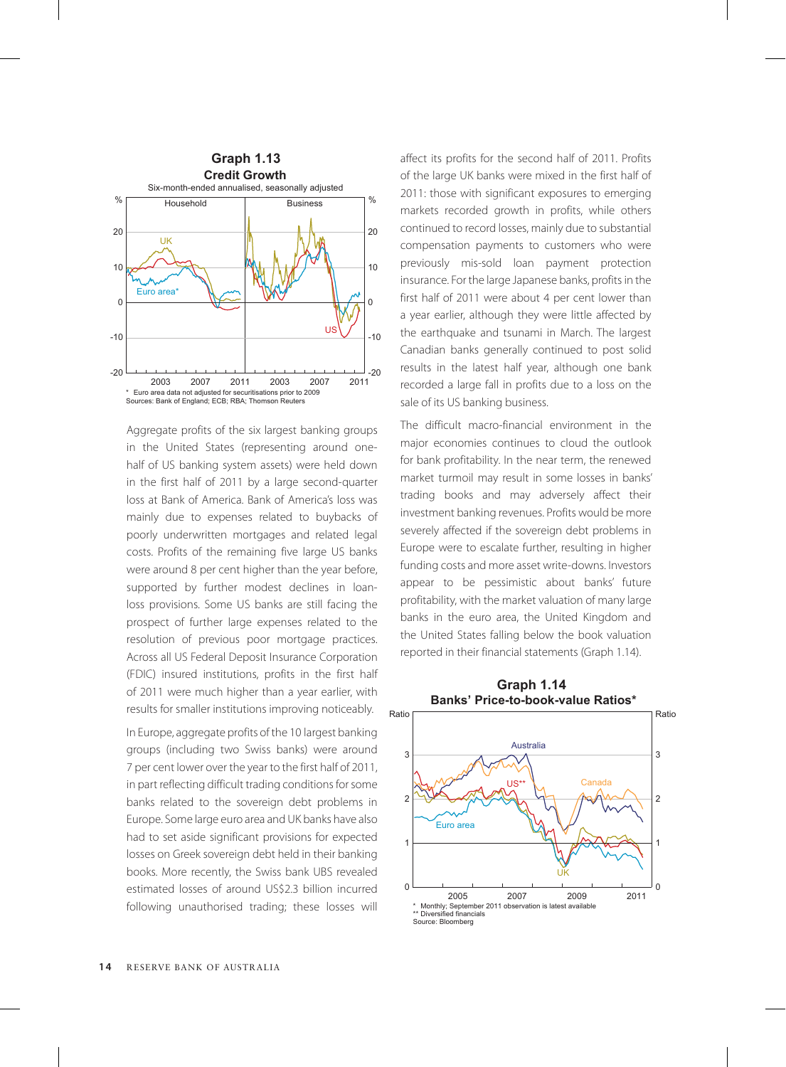**Graph 1.13**
**Credit Growth**
Six-month-ended annualised, seasonally adjusted

\* Euro area data not adjusted for securitisations prior to 2009
Sources: Bank of England; ECB; RBA; Thomson Reuters

Aggregate profits of the six largest banking groups in the United States (representing around one-half of US banking system assets) were held down in the first half of 2011 by a large second-quarter loss at Bank of America. Bank of America's loss was mainly due to expenses related to buybacks of poorly underwritten mortgages and related legal costs. Profits of the remaining five large US banks were around 8 per cent higher than the year before, supported by further modest declines in loan-loss provisions. Some US banks are still facing the prospect of further large expenses related to the resolution of previous poor mortgage practices. Across all US Federal Deposit Insurance Corporation (FDIC) insured institutions, profits in the first half of 2011 were much higher than a year earlier, with results for smaller institutions improving noticeably.

In Europe, aggregate profits of the 10 largest banking groups (including two Swiss banks) were around 7 per cent lower over the year to the first half of 2011, in part reflecting difficult trading conditions for some banks related to the sovereign debt problems in Europe. Some large euro area and UK banks have also had to set aside significant provisions for expected losses on Greek sovereign debt held in their banking books. More recently, the Swiss bank UBS revealed estimated losses of around US$2.3 billion incurred following unauthorised trading; these losses will affect its profits for the second half of 2011. Profits of the large UK banks were mixed in the first half of 2011: those with significant exposures to emerging markets recorded growth in profits, while others continued to record losses, mainly due to substantial compensation payments to customers who were previously mis-sold loan payment protection insurance. For the large Japanese banks, profits in the first half of 2011 were about 4 per cent lower than a year earlier, although they were little affected by the earthquake and tsunami in March. The largest Canadian banks generally continued to post solid results in the latest half year, although one bank recorded a large fall in profits due to a loss on the sale of its US banking business.

The difficult macro-financial environment in the major economies continues to cloud the outlook for bank profitability. In the near term, the renewed market turmoil may result in some losses in banks' trading books and may adversely affect their investment banking revenues. Profits would be more severely affected if the sovereign debt problems in Europe were to escalate further, resulting in higher funding costs and more asset write-downs. Investors appear to be pessimistic about banks' future profitability, with the market valuation of many large banks in the euro area, the United Kingdom and the United States falling below the book valuation reported in their financial statements (Graph 1.14).

**Graph 1.14**
**Banks' Price-to-book-value Ratios\***

\* Monthly; September 2011 observation is latest available
\*\* Diversified financials
Source: Bloomberg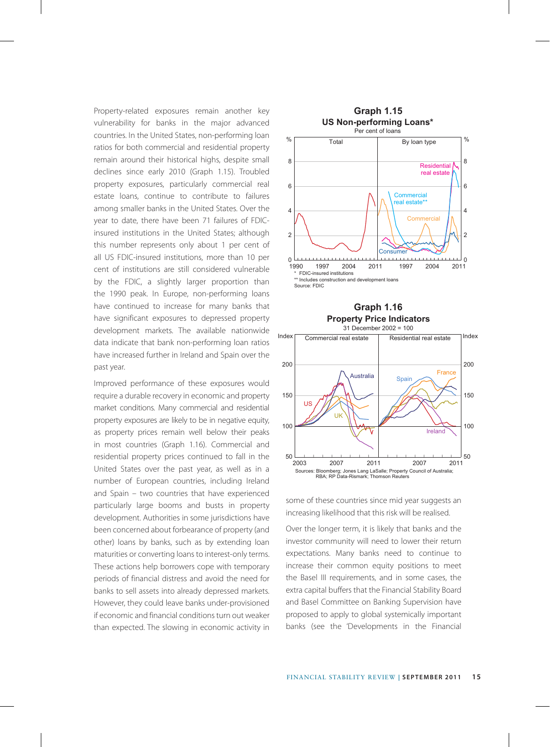Property-related exposures remain another key vulnerability for banks in the major advanced countries. In the United States, non-performing loan ratios for both commercial and residential property remain around their historical highs, despite small declines since early 2010 (Graph 1.15). Troubled property exposures, particularly commercial real estate loans, continue to contribute to failures among smaller banks in the United States. Over the year to date, there have been 71 failures of FDIC-insured institutions in the United States; although this number represents only about 1 per cent of all US FDIC-insured institutions, more than 10 per cent of institutions are still considered vulnerable by the FDIC, a slightly larger proportion than the 1990 peak. In Europe, non-performing loans have continued to increase for many banks that have significant exposures to depressed property development markets. The available nationwide data indicate that bank non-performing loan ratios have increased further in Ireland and Spain over the past year.

**Graph 1.15**
**US Non-performing Loans***
Per cent of loans

\* FDIC-insured institutions
\** Includes construction and development loans
Source: FDIC

Improved performance of these exposures would require a durable recovery in economic and property market conditions. Many commercial and residential property exposures are likely to be in negative equity, as property prices remain well below their peaks in most countries (Graph 1.16). Commercial and residential property prices continued to fall in the United States over the past year, as well as in a number of European countries, including Ireland and Spain – two countries that have experienced particularly large booms and busts in property development. Authorities in some jurisdictions have been concerned about forbearance of property (and other) loans by banks, such as by extending loan maturities or converting loans to interest-only terms. These actions help borrowers cope with temporary periods of financial distress and avoid the need for banks to sell assets into already depressed markets. However, they could leave banks under-provisioned if economic and financial conditions turn out weaker than expected. The slowing in economic activity in some of these countries since mid year suggests an increasing likelihood that this risk will be realised.

**Graph 1.16**
**Property Price Indicators**
31 December 2002 = 100

Sources: Bloomberg; Jones Lang LaSalle; Property Council of Australia; RBA; RP Data-Rismark; Thomson Reuters

Over the longer term, it is likely that banks and the investor community will need to lower their return expectations. Many banks need to continue to increase their common equity positions to meet the Basel III requirements, and in some cases, the extra capital buffers that the Financial Stability Board and Basel Committee on Banking Supervision have proposed to apply to global systemically important banks (see the 'Developments in the Financial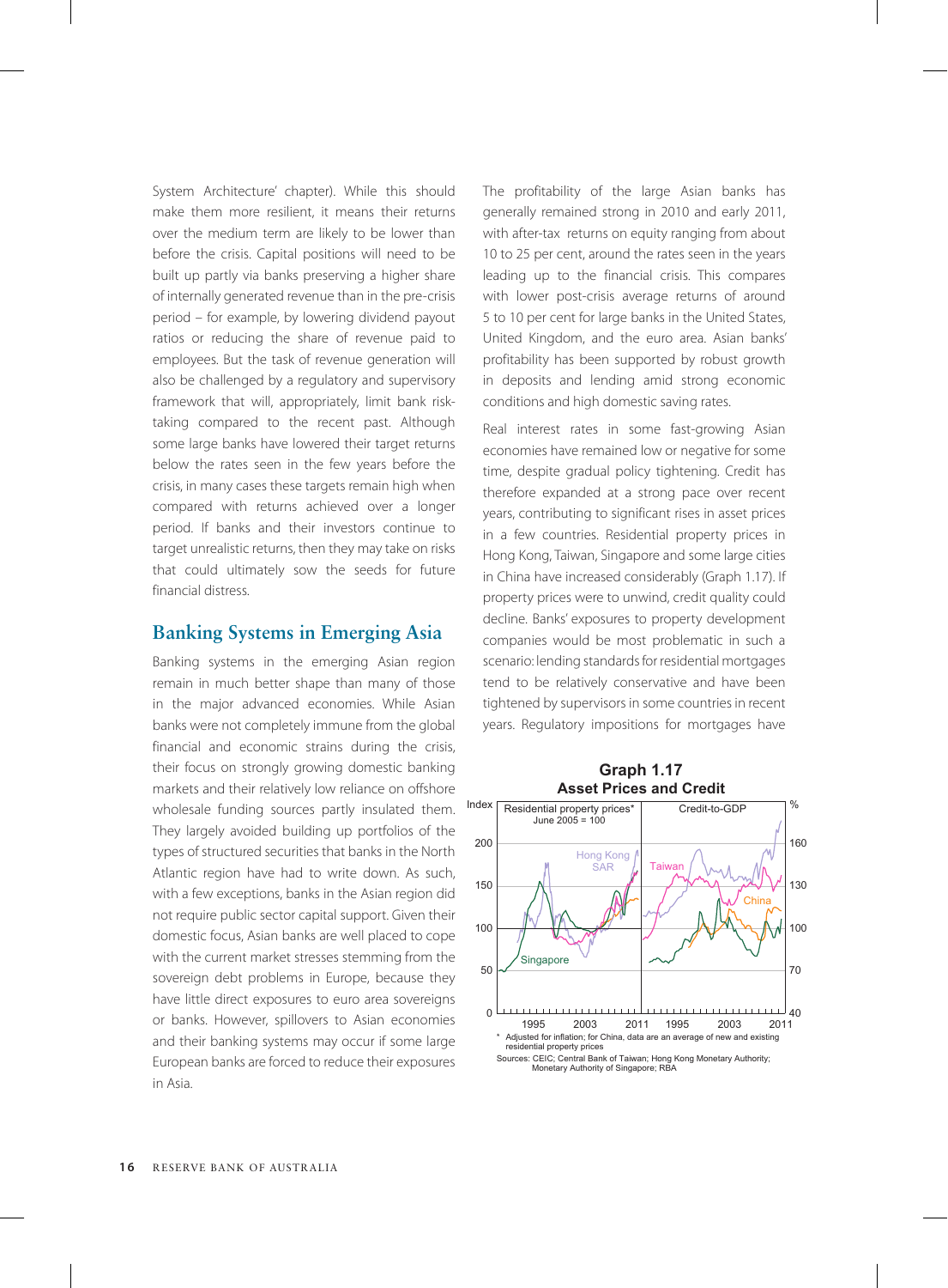System Architecture' chapter). While this should make them more resilient, it means their returns over the medium term are likely to be lower than before the crisis. Capital positions will need to be built up partly via banks preserving a higher share of internally generated revenue than in the pre-crisis period – for example, by lowering dividend payout ratios or reducing the share of revenue paid to employees. But the task of revenue generation will also be challenged by a regulatory and supervisory framework that will, appropriately, limit bank risk-taking compared to the recent past. Although some large banks have lowered their target returns below the rates seen in the few years before the crisis, in many cases these targets remain high when compared with returns achieved over a longer period. If banks and their investors continue to target unrealistic returns, then they may take on risks that could ultimately sow the seeds for future financial distress.

## Banking Systems in Emerging Asia

Banking systems in the emerging Asian region remain in much better shape than many of those in the major advanced economies. While Asian banks were not completely immune from the global financial and economic strains during the crisis, their focus on strongly growing domestic banking markets and their relatively low reliance on offshore wholesale funding sources partly insulated them. They largely avoided building up portfolios of the types of structured securities that banks in the North Atlantic region have had to write down. As such, with a few exceptions, banks in the Asian region did not require public sector capital support. Given their domestic focus, Asian banks are well placed to cope with the current market stresses stemming from the sovereign debt problems in Europe, because they have little direct exposures to euro area sovereigns or banks. However, spillovers to Asian economies and their banking systems may occur if some large European banks are forced to reduce their exposures in Asia.

The profitability of the large Asian banks has generally remained strong in 2010 and early 2011, with after-tax returns on equity ranging from about 10 to 25 per cent, around the rates seen in the years leading up to the financial crisis. This compares with lower post-crisis average returns of around 5 to 10 per cent for large banks in the United States, United Kingdom, and the euro area. Asian banks' profitability has been supported by robust growth in deposits and lending amid strong economic conditions and high domestic saving rates.

Real interest rates in some fast-growing Asian economies have remained low or negative for some time, despite gradual policy tightening. Credit has therefore expanded at a strong pace over recent years, contributing to significant rises in asset prices in a few countries. Residential property prices in Hong Kong, Taiwan, Singapore and some large cities in China have increased considerably (Graph 1.17). If property prices were to unwind, credit quality could decline. Banks' exposures to property development companies would be most problematic in such a scenario: lending standards for residential mortgages tend to be relatively conservative and have been tightened by supervisors in some countries in recent years. Regulatory impositions for mortgages have

**Graph 1.17**
**Asset Prices and Credit**

Residential property prices* (June 2005 = 100, Index) — Hong Kong SAR, Singapore, Taiwan, China; Credit-to-GDP (%) — Taiwan, China, Hong Kong SAR, Singapore; 1995–2011

\* Adjusted for inflation; for China, data are an average of new and existing residential property prices

Sources: CEIC; Central Bank of Taiwan; Hong Kong Monetary Authority; Monetary Authority of Singapore; RBA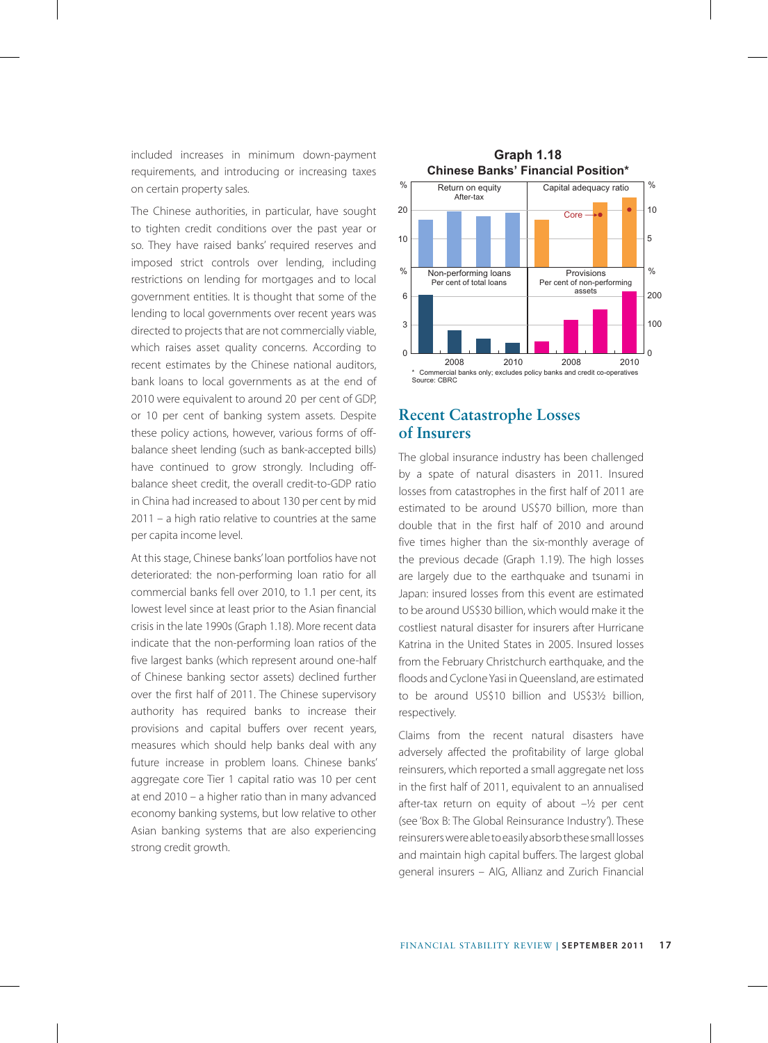included increases in minimum down-payment requirements, and introducing or increasing taxes on certain property sales.

The Chinese authorities, in particular, have sought to tighten credit conditions over the past year or so. They have raised banks' required reserves and imposed strict controls over lending, including restrictions on lending for mortgages and to local government entities. It is thought that some of the lending to local governments over recent years was directed to projects that are not commercially viable, which raises asset quality concerns. According to recent estimates by the Chinese national auditors, bank loans to local governments as at the end of 2010 were equivalent to around 20 per cent of GDP, or 10 per cent of banking system assets. Despite these policy actions, however, various forms of off-balance sheet lending (such as bank-accepted bills) have continued to grow strongly. Including off-balance sheet credit, the overall credit-to-GDP ratio in China had increased to about 130 per cent by mid 2011 – a high ratio relative to countries at the same per capita income level.

At this stage, Chinese banks' loan portfolios have not deteriorated: the non-performing loan ratio for all commercial banks fell over 2010, to 1.1 per cent, its lowest level since at least prior to the Asian financial crisis in the late 1990s (Graph 1.18). More recent data indicate that the non-performing loan ratios of the five largest banks (which represent around one-half of Chinese banking sector assets) declined further over the first half of 2011. The Chinese supervisory authority has required banks to increase their provisions and capital buffers over recent years, measures which should help banks deal with any future increase in problem loans. Chinese banks' aggregate core Tier 1 capital ratio was 10 per cent at end 2010 – a higher ratio than in many advanced economy banking systems, but low relative to other Asian banking systems that are also experiencing strong credit growth.

**Graph 1.18**
**Chinese Banks' Financial Position***

\* Commercial banks only; excludes policy banks and credit co-operatives
Source: CBRC

## Recent Catastrophe Losses of Insurers

The global insurance industry has been challenged by a spate of natural disasters in 2011. Insured losses from catastrophes in the first half of 2011 are estimated to be around US$70 billion, more than double that in the first half of 2010 and around five times higher than the six-monthly average of the previous decade (Graph 1.19). The high losses are largely due to the earthquake and tsunami in Japan: insured losses from this event are estimated to be around US$30 billion, which would make it the costliest natural disaster for insurers after Hurricane Katrina in the United States in 2005. Insured losses from the February Christchurch earthquake, and the floods and Cyclone Yasi in Queensland, are estimated to be around US$10 billion and US$3½ billion, respectively.

Claims from the recent natural disasters have adversely affected the profitability of large global reinsurers, which reported a small aggregate net loss in the first half of 2011, equivalent to an annualised after-tax return on equity of about –½ per cent (see 'Box B: The Global Reinsurance Industry'). These reinsurers were able to easily absorb these small losses and maintain high capital buffers. The largest global general insurers – AIG, Allianz and Zurich Financial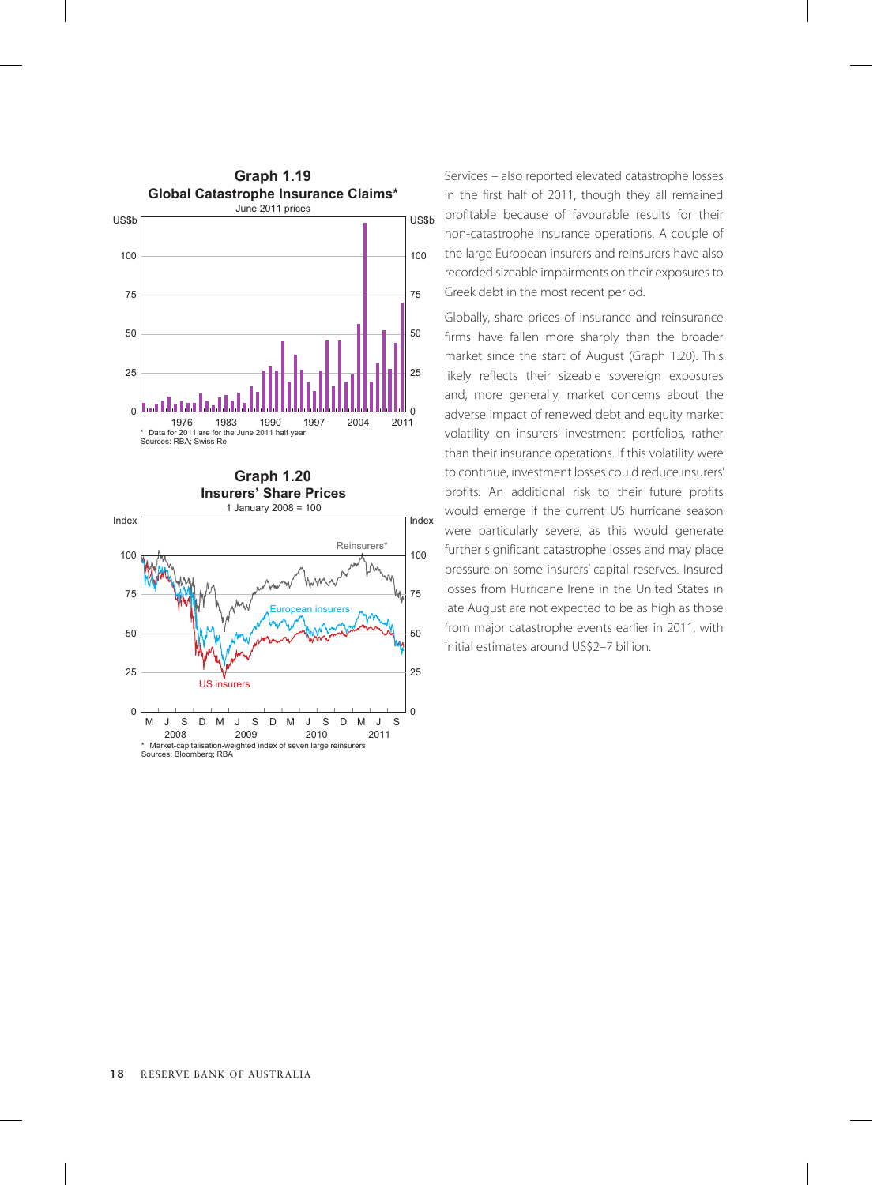**Graph 1.19**
**Global Catastrophe Insurance Claims***
June 2011 prices

US$b
100
75
50
25
0
1976
1983
1990
1997
2004
2011

\* Data for 2011 are for the June 2011 half year
Sources: RBA; Swiss Re

**Graph 1.20**
**Insurers' Share Prices**
1 January 2008 = 100

Index
100
75
50
25
0
Reinsurers*
European insurers
US insurers
M J S D M J S D M J S D M J S
2008 2009 2010 2011

\* Market-capitalisation-weighted index of seven large reinsurers
Sources: Bloomberg; RBA

Services – also reported elevated catastrophe losses in the first half of 2011, though they all remained profitable because of favourable results for their non-catastrophe insurance operations. A couple of the large European insurers and reinsurers have also recorded sizeable impairments on their exposures to Greek debt in the most recent period.

Globally, share prices of insurance and reinsurance firms have fallen more sharply than the broader market since the start of August (Graph 1.20). This likely reflects their sizeable sovereign exposures and, more generally, market concerns about the adverse impact of renewed debt and equity market volatility on insurers' investment portfolios, rather than their insurance operations. If this volatility were to continue, investment losses could reduce insurers' profits. An additional risk to their future profits would emerge if the current US hurricane season were particularly severe, as this would generate further significant catastrophe losses and may place pressure on some insurers' capital reserves. Insured losses from Hurricane Irene in the United States in late August are not expected to be as high as those from major catastrophe events earlier in 2011, with initial estimates around US$2–7 billion.